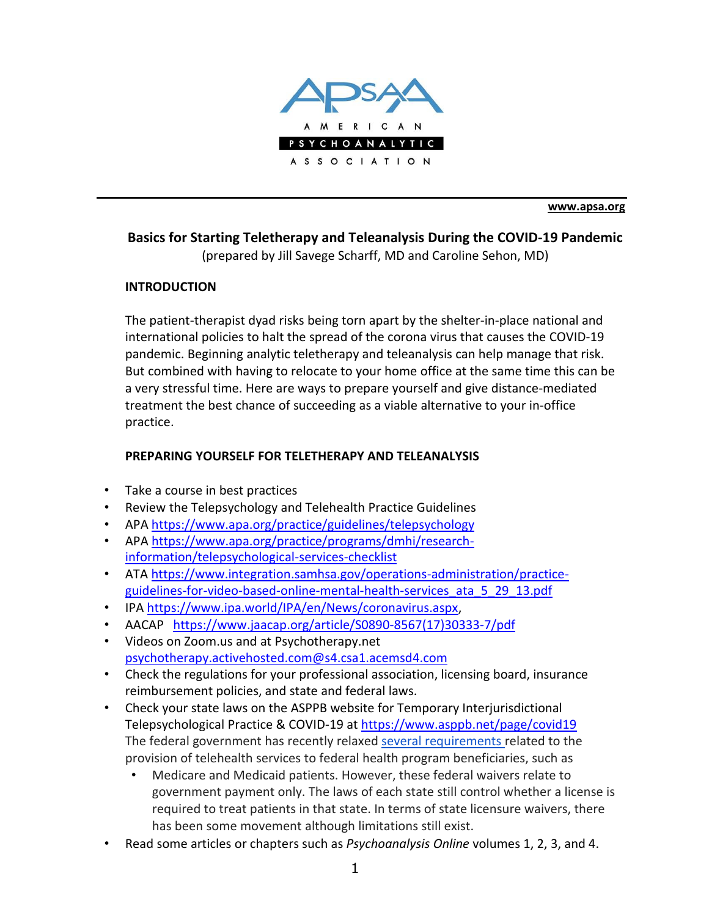APsAA

AMERICAN PSYCHOANALYTIC ASSOCIATION

**www.apsa.org**

## Basics for Starting Teletherapy and Teleanalysis During the COVID-19 Pandemic

(prepared by Jill Savege Scharff, MD and Caroline Sehon, MD)

### INTRODUCTION

The patient-therapist dyad risks being torn apart by the shelter-in-place national and international policies to halt the spread of the corona virus that causes the COVID-19 pandemic. Beginning analytic teletherapy and teleanalysis can help manage that risk. But combined with having to relocate to your home office at the same time this can be a very stressful time. Here are ways to prepare yourself and give distance-mediated treatment the best chance of succeeding as a viable alternative to your in-office practice.

### PREPARING YOURSELF FOR TELETHERAPY AND TELEANALYSIS

- Take a course in best practices
- Review the Telepsychology and Telehealth Practice Guidelines
- APA https://www.apa.org/practice/guidelines/telepsychology
- APA https://www.apa.org/practice/programs/dmhi/research-information/telepsychological-services-checklist
- ATA https://www.integration.samhsa.gov/operations-administration/practice-guidelines-for-video-based-online-mental-health-services_ata_5_29_13.pdf
- IPA https://www.ipa.world/IPA/en/News/coronavirus.aspx,
- AACAP https://www.jaacap.org/article/S0890-8567(17)30333-7/pdf
- Videos on Zoom.us and at Psychotherapy.net psychotherapy.activehosted.com@s4.csa1.acemsd4.com
- Check the regulations for your professional association, licensing board, insurance reimbursement policies, and state and federal laws.
- Check your state laws on the ASPPB website for Temporary Interjurisdictional Telepsychological Practice & COVID-19 at https://www.asppb.net/page/covid19 The federal government has recently relaxed several requirements related to the provision of telehealth services to federal health program beneficiaries, such as
  - Medicare and Medicaid patients. However, these federal waivers relate to government payment only. The laws of each state still control whether a license is required to treat patients in that state. In terms of state licensure waivers, there has been some movement although limitations still exist.
- Read some articles or chapters such as *Psychoanalysis Online* volumes 1, 2, 3, and 4.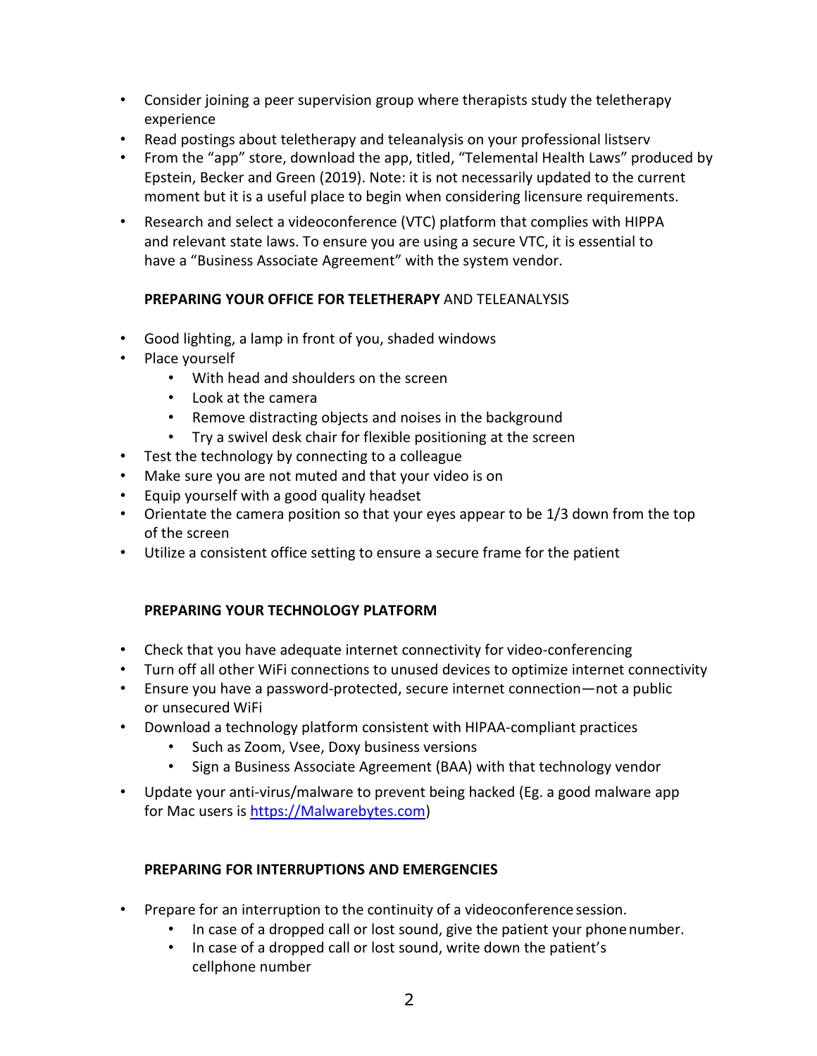- Consider joining a peer supervision group where therapists study the teletherapy experience
- Read postings about teletherapy and teleanalysis on your professional listserv
- From the "app" store, download the app, titled, "Telemental Health Laws" produced by Epstein, Becker and Green (2019). Note: it is not necessarily updated to the current moment but it is a useful place to begin when considering licensure requirements.
- Research and select a videoconference (VTC) platform that complies with HIPPA and relevant state laws. To ensure you are using a secure VTC, it is essential to have a "Business Associate Agreement" with the system vendor.

**PREPARING YOUR OFFICE FOR TELETHERAPY** AND TELEANALYSIS

- Good lighting, a lamp in front of you, shaded windows
- Place yourself
  - With head and shoulders on the screen
  - Look at the camera
  - Remove distracting objects and noises in the background
  - Try a swivel desk chair for flexible positioning at the screen
- Test the technology by connecting to a colleague
- Make sure you are not muted and that your video is on
- Equip yourself with a good quality headset
- Orientate the camera position so that your eyes appear to be 1/3 down from the top of the screen
- Utilize a consistent office setting to ensure a secure frame for the patient

**PREPARING YOUR TECHNOLOGY PLATFORM**

- Check that you have adequate internet connectivity for video-conferencing
- Turn off all other WiFi connections to unused devices to optimize internet connectivity
- Ensure you have a password-protected, secure internet connection—not a public or unsecured WiFi
- Download a technology platform consistent with HIPAA-compliant practices
  - Such as Zoom, Vsee, Doxy business versions
  - Sign a Business Associate Agreement (BAA) with that technology vendor
- Update your anti-virus/malware to prevent being hacked (Eg. a good malware app for Mac users is [https://Malwarebytes.com](https://Malwarebytes.com))

**PREPARING FOR INTERRUPTIONS AND EMERGENCIES**

- Prepare for an interruption to the continuity of a videoconference session.
  - In case of a dropped call or lost sound, give the patient your phone number.
  - In case of a dropped call or lost sound, write down the patient's cellphone number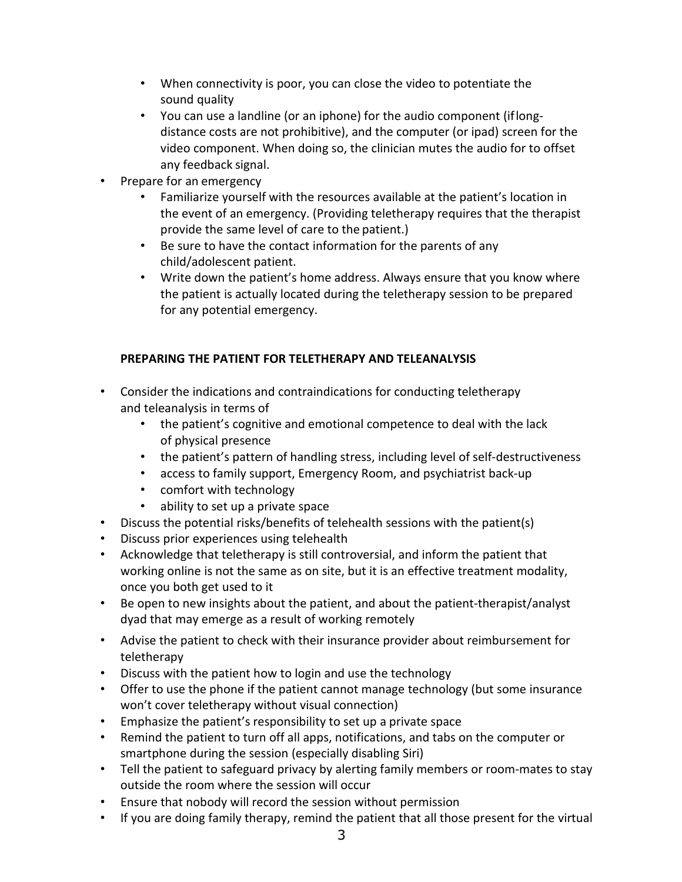- When connectivity is poor, you can close the video to potentiate the sound quality
    - You can use a landline (or an iphone) for the audio component (if long-distance costs are not prohibitive), and the computer (or ipad) screen for the video component. When doing so, the clinician mutes the audio for to offset any feedback signal.
- Prepare for an emergency
    - Familiarize yourself with the resources available at the patient's location in the event of an emergency. (Providing teletherapy requires that the therapist provide the same level of care to the patient.)
    - Be sure to have the contact information for the parents of any child/adolescent patient.
    - Write down the patient's home address. Always ensure that you know where the patient is actually located during the teletherapy session to be prepared for any potential emergency.

**PREPARING THE PATIENT FOR TELETHERAPY AND TELEANALYSIS**

- Consider the indications and contraindications for conducting teletherapy and teleanalysis in terms of
    - the patient's cognitive and emotional competence to deal with the lack of physical presence
    - the patient's pattern of handling stress, including level of self-destructiveness
    - access to family support, Emergency Room, and psychiatrist back-up
    - comfort with technology
    - ability to set up a private space
- Discuss the potential risks/benefits of telehealth sessions with the patient(s)
- Discuss prior experiences using telehealth
- Acknowledge that teletherapy is still controversial, and inform the patient that working online is not the same as on site, but it is an effective treatment modality, once you both get used to it
- Be open to new insights about the patient, and about the patient-therapist/analyst dyad that may emerge as a result of working remotely
- Advise the patient to check with their insurance provider about reimbursement for teletherapy
- Discuss with the patient how to login and use the technology
- Offer to use the phone if the patient cannot manage technology (but some insurance won't cover teletherapy without visual connection)
- Emphasize the patient's responsibility to set up a private space
- Remind the patient to turn off all apps, notifications, and tabs on the computer or smartphone during the session (especially disabling Siri)
- Tell the patient to safeguard privacy by alerting family members or room-mates to stay outside the room where the session will occur
- Ensure that nobody will record the session without permission
- If you are doing family therapy, remind the patient that all those present for the virtual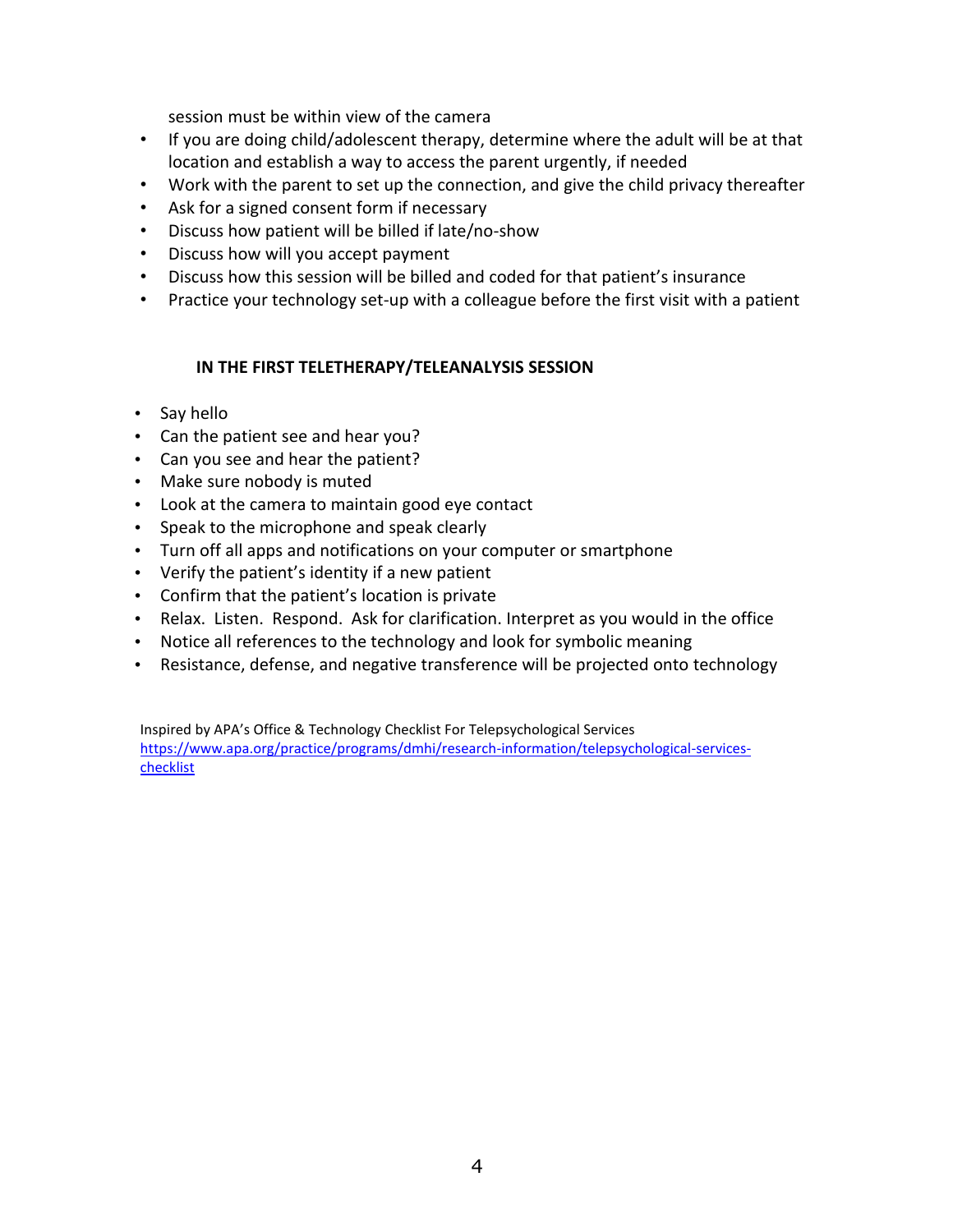session must be within view of the camera

- If you are doing child/adolescent therapy, determine where the adult will be at that location and establish a way to access the parent urgently, if needed
- Work with the parent to set up the connection, and give the child privacy thereafter
- Ask for a signed consent form if necessary
- Discuss how patient will be billed if late/no-show
- Discuss how will you accept payment
- Discuss how this session will be billed and coded for that patient's insurance
- Practice your technology set-up with a colleague before the first visit with a patient

## IN THE FIRST TELETHERAPY/TELEANALYSIS SESSION

- Say hello
- Can the patient see and hear you?
- Can you see and hear the patient?
- Make sure nobody is muted
- Look at the camera to maintain good eye contact
- Speak to the microphone and speak clearly
- Turn off all apps and notifications on your computer or smartphone
- Verify the patient's identity if a new patient
- Confirm that the patient's location is private
- Relax. Listen. Respond. Ask for clarification. Interpret as you would in the office
- Notice all references to the technology and look for symbolic meaning
- Resistance, defense, and negative transference will be projected onto technology

Inspired by APA's Office & Technology Checklist For Telepsychological Services
https://www.apa.org/practice/programs/dmhi/research-information/telepsychological-services-checklist